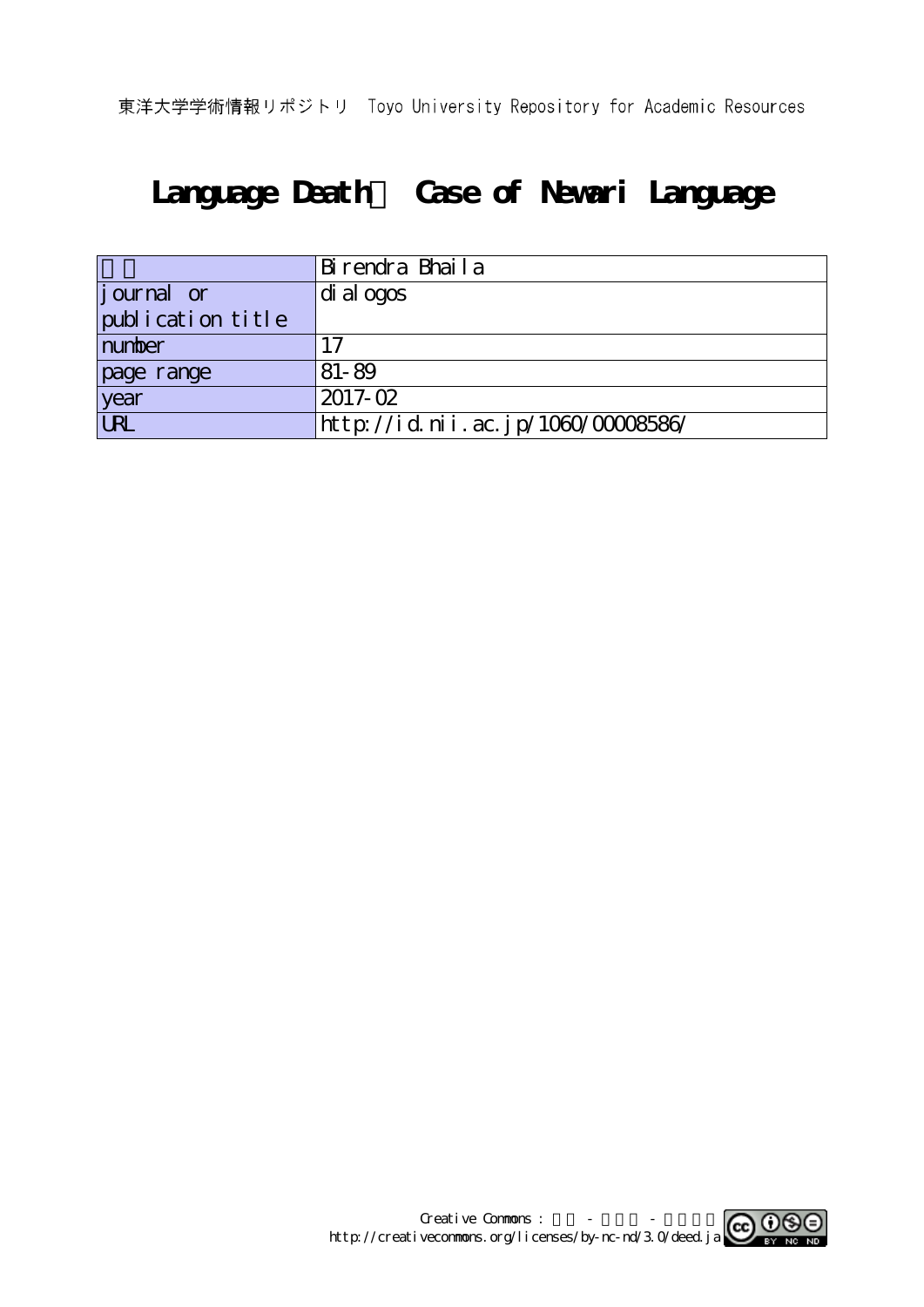東洋大学学術情報リポジトリ　Toyo University Repository for Academic Resources

# Language Death： Case of Newari Language

| 著者 | Birendra Bhaila |
|---|---|
| journal or publication title | dialogos |
| number | 17 |
| page range | 81-89 |
| year | 2017-02 |
| URL | http://id.nii.ac.jp/1060/00008586/ |

Creative Commons : 表示 - 非営利 - 改変禁止
http://creativecommons.org/licenses/by-nc-nd/3.0/deed.ja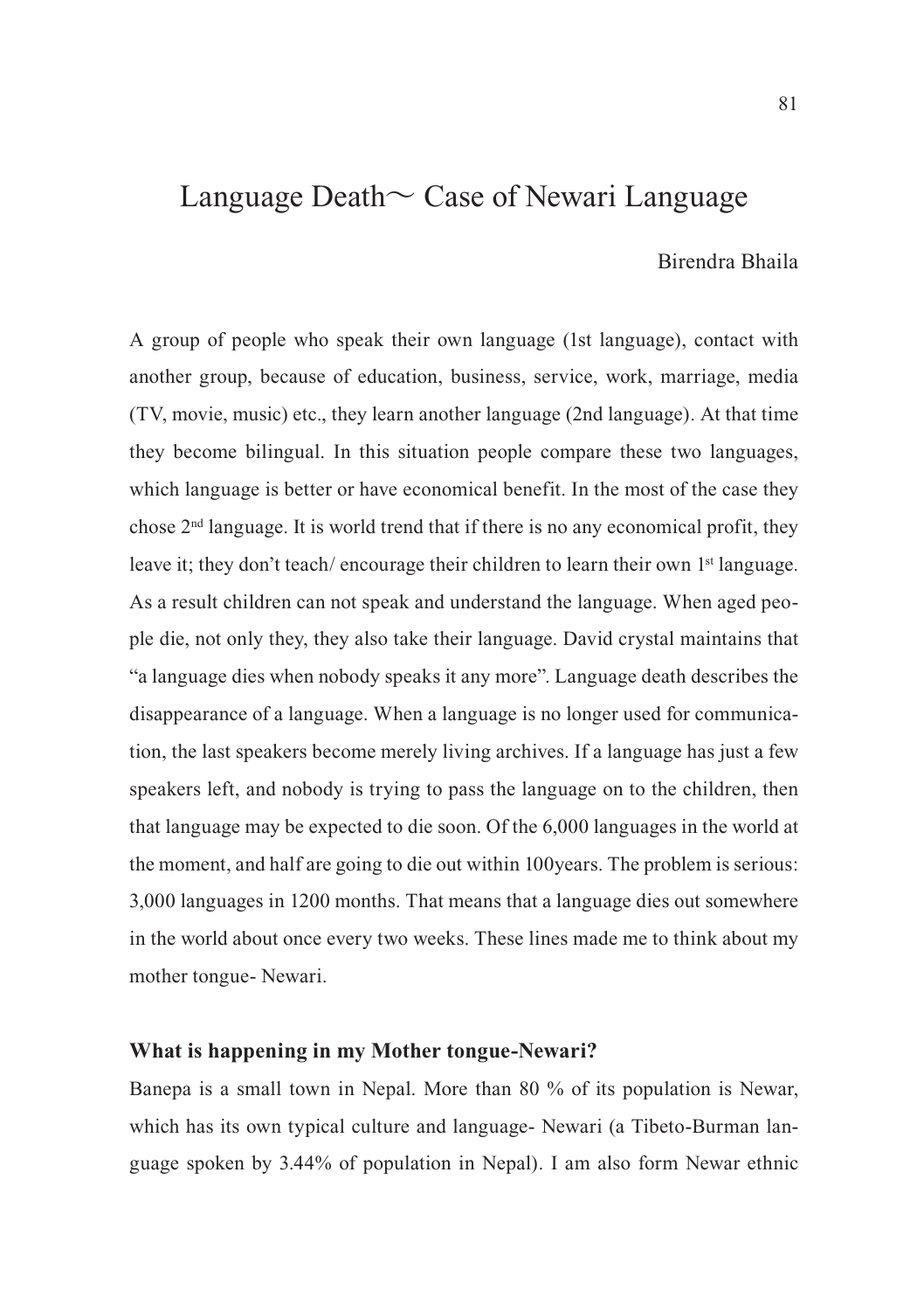# Language Death～ Case of Newari Language

Birendra Bhaila

A group of people who speak their own language (1st language), contact with another group, because of education, business, service, work, marriage, media (TV, movie, music) etc., they learn another language (2nd language). At that time they become bilingual. In this situation people compare these two languages, which language is better or have economical benefit. In the most of the case they chose 2nd language. It is world trend that if there is no any economical profit, they leave it; they don't teach/ encourage their children to learn their own 1st language. As a result children can not speak and understand the language. When aged people die, not only they, they also take their language. David crystal maintains that "a language dies when nobody speaks it any more". Language death describes the disappearance of a language. When a language is no longer used for communication, the last speakers become merely living archives. If a language has just a few speakers left, and nobody is trying to pass the language on to the children, then that language may be expected to die soon. Of the 6,000 languages in the world at the moment, and half are going to die out within 100years. The problem is serious: 3,000 languages in 1200 months. That means that a language dies out somewhere in the world about once every two weeks. These lines made me to think about my mother tongue- Newari.

### What is happening in my Mother tongue-Newari?

Banepa is a small town in Nepal. More than 80 % of its population is Newar, which has its own typical culture and language- Newari (a Tibeto-Burman language spoken by 3.44% of population in Nepal). I am also form Newar ethnic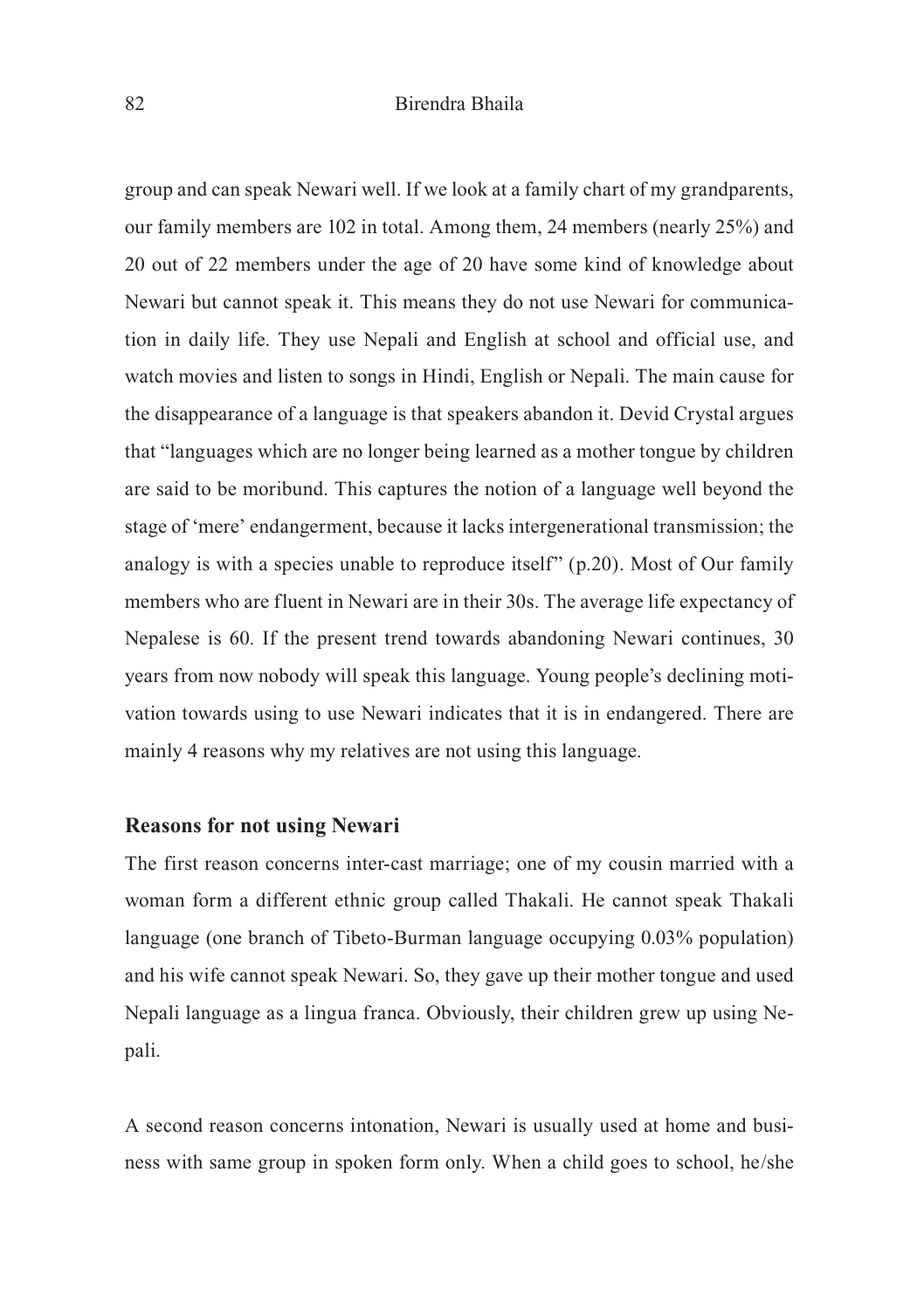group and can speak Newari well. If we look at a family chart of my grandparents, our family members are 102 in total. Among them, 24 members (nearly 25%) and 20 out of 22 members under the age of 20 have some kind of knowledge about Newari but cannot speak it. This means they do not use Newari for communication in daily life. They use Nepali and English at school and official use, and watch movies and listen to songs in Hindi, English or Nepali. The main cause for the disappearance of a language is that speakers abandon it. Devid Crystal argues that "languages which are no longer being learned as a mother tongue by children are said to be moribund. This captures the notion of a language well beyond the stage of 'mere' endangerment, because it lacks intergenerational transmission; the analogy is with a species unable to reproduce itself" (p.20). Most of Our family members who are fluent in Newari are in their 30s. The average life expectancy of Nepalese is 60. If the present trend towards abandoning Newari continues, 30 years from now nobody will speak this language. Young people's declining motivation towards using to use Newari indicates that it is in endangered. There are mainly 4 reasons why my relatives are not using this language.

## Reasons for not using Newari

The first reason concerns inter-cast marriage; one of my cousin married with a woman form a different ethnic group called Thakali. He cannot speak Thakali language (one branch of Tibeto-Burman language occupying 0.03% population) and his wife cannot speak Newari. So, they gave up their mother tongue and used Nepali language as a lingua franca. Obviously, their children grew up using Nepali.

A second reason concerns intonation, Newari is usually used at home and business with same group in spoken form only. When a child goes to school, he/she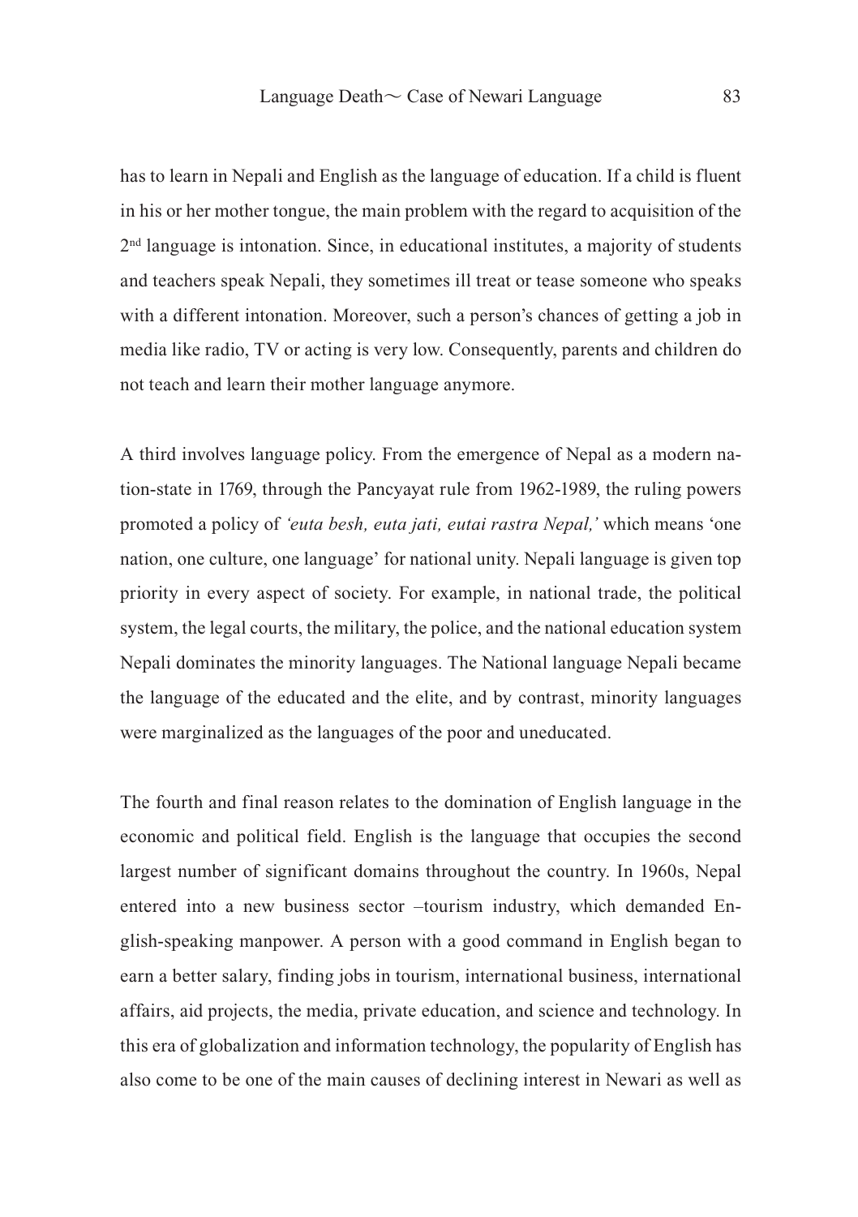has to learn in Nepali and English as the language of education. If a child is fluent in his or her mother tongue, the main problem with the regard to acquisition of the 2nd language is intonation. Since, in educational institutes, a majority of students and teachers speak Nepali, they sometimes ill treat or tease someone who speaks with a different intonation. Moreover, such a person's chances of getting a job in media like radio, TV or acting is very low. Consequently, parents and children do not teach and learn their mother language anymore.

A third involves language policy. From the emergence of Nepal as a modern nation-state in 1769, through the Pancyayat rule from 1962-1989, the ruling powers promoted a policy of *'euta besh, euta jati, eutai rastra Nepal,'* which means 'one nation, one culture, one language' for national unity. Nepali language is given top priority in every aspect of society. For example, in national trade, the political system, the legal courts, the military, the police, and the national education system Nepali dominates the minority languages. The National language Nepali became the language of the educated and the elite, and by contrast, minority languages were marginalized as the languages of the poor and uneducated.

The fourth and final reason relates to the domination of English language in the economic and political field. English is the language that occupies the second largest number of significant domains throughout the country. In 1960s, Nepal entered into a new business sector –tourism industry, which demanded English-speaking manpower. A person with a good command in English began to earn a better salary, finding jobs in tourism, international business, international affairs, aid projects, the media, private education, and science and technology. In this era of globalization and information technology, the popularity of English has also come to be one of the main causes of declining interest in Newari as well as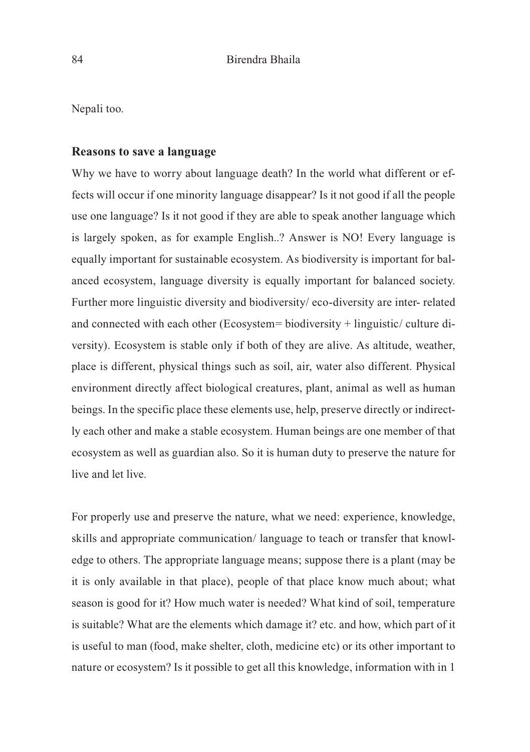Nepali too.

**Reasons to save a language**

Why we have to worry about language death? In the world what different or effects will occur if one minority language disappear? Is it not good if all the people use one language? Is it not good if they are able to speak another language which is largely spoken, as for example English..? Answer is NO! Every language is equally important for sustainable ecosystem. As biodiversity is important for balanced ecosystem, language diversity is equally important for balanced society. Further more linguistic diversity and biodiversity/ eco-diversity are inter- related and connected with each other (Ecosystem= biodiversity + linguistic/ culture diversity). Ecosystem is stable only if both of they are alive. As altitude, weather, place is different, physical things such as soil, air, water also different. Physical environment directly affect biological creatures, plant, animal as well as human beings. In the specific place these elements use, help, preserve directly or indirectly each other and make a stable ecosystem. Human beings are one member of that ecosystem as well as guardian also. So it is human duty to preserve the nature for live and let live.

For properly use and preserve the nature, what we need: experience, knowledge, skills and appropriate communication/ language to teach or transfer that knowledge to others. The appropriate language means; suppose there is a plant (may be it is only available in that place), people of that place know much about; what season is good for it? How much water is needed? What kind of soil, temperature is suitable? What are the elements which damage it? etc. and how, which part of it is useful to man (food, make shelter, cloth, medicine etc) or its other important to nature or ecosystem? Is it possible to get all this knowledge, information with in 1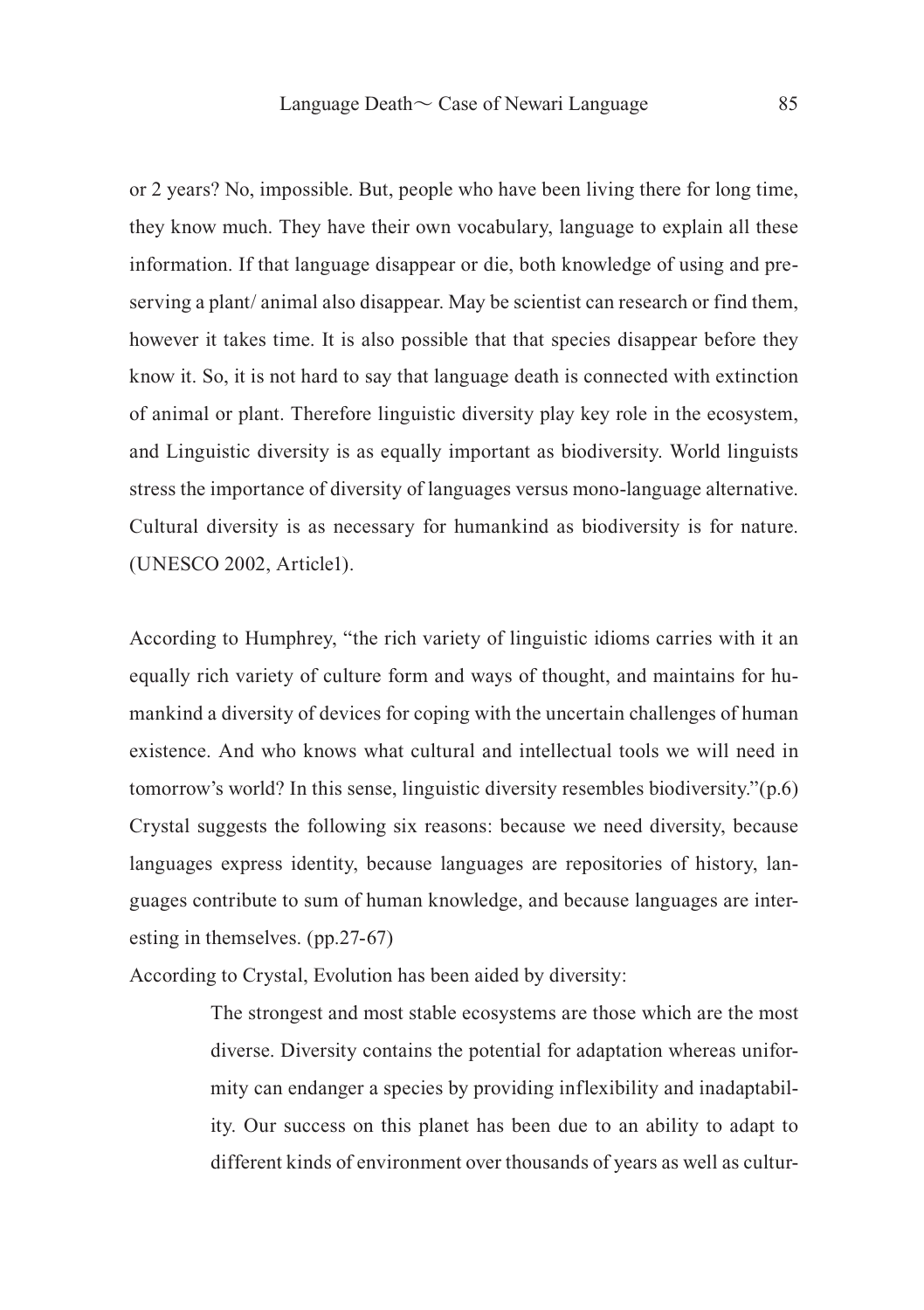or 2 years? No, impossible. But, people who have been living there for long time, they know much. They have their own vocabulary, language to explain all these information. If that language disappear or die, both knowledge of using and preserving a plant/ animal also disappear. May be scientist can research or find them, however it takes time. It is also possible that that species disappear before they know it. So, it is not hard to say that language death is connected with extinction of animal or plant. Therefore linguistic diversity play key role in the ecosystem, and Linguistic diversity is as equally important as biodiversity. World linguists stress the importance of diversity of languages versus mono-language alternative. Cultural diversity is as necessary for humankind as biodiversity is for nature. (UNESCO 2002, Article1).

According to Humphrey, "the rich variety of linguistic idioms carries with it an equally rich variety of culture form and ways of thought, and maintains for humankind a diversity of devices for coping with the uncertain challenges of human existence. And who knows what cultural and intellectual tools we will need in tomorrow's world? In this sense, linguistic diversity resembles biodiversity."(p.6) Crystal suggests the following six reasons: because we need diversity, because languages express identity, because languages are repositories of history, languages contribute to sum of human knowledge, and because languages are interesting in themselves. (pp.27-67)

According to Crystal, Evolution has been aided by diversity:

> The strongest and most stable ecosystems are those which are the most diverse. Diversity contains the potential for adaptation whereas uniformity can endanger a species by providing inflexibility and inadaptability. Our success on this planet has been due to an ability to adapt to different kinds of environment over thousands of years as well as cultur-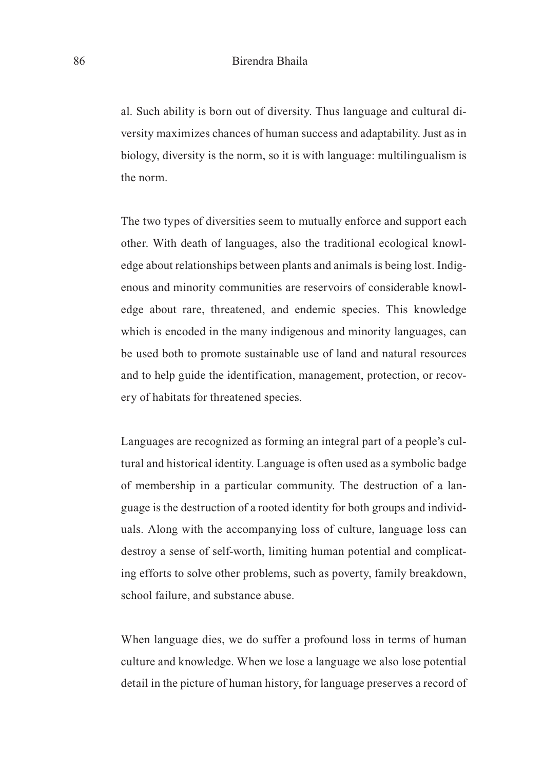al. Such ability is born out of diversity. Thus language and cultural diversity maximizes chances of human success and adaptability. Just as in biology, diversity is the norm, so it is with language: multilingualism is the norm.

The two types of diversities seem to mutually enforce and support each other. With death of languages, also the traditional ecological knowledge about relationships between plants and animals is being lost. Indigenous and minority communities are reservoirs of considerable knowledge about rare, threatened, and endemic species. This knowledge which is encoded in the many indigenous and minority languages, can be used both to promote sustainable use of land and natural resources and to help guide the identification, management, protection, or recovery of habitats for threatened species.

Languages are recognized as forming an integral part of a people's cultural and historical identity. Language is often used as a symbolic badge of membership in a particular community. The destruction of a language is the destruction of a rooted identity for both groups and individuals. Along with the accompanying loss of culture, language loss can destroy a sense of self-worth, limiting human potential and complicating efforts to solve other problems, such as poverty, family breakdown, school failure, and substance abuse.

When language dies, we do suffer a profound loss in terms of human culture and knowledge. When we lose a language we also lose potential detail in the picture of human history, for language preserves a record of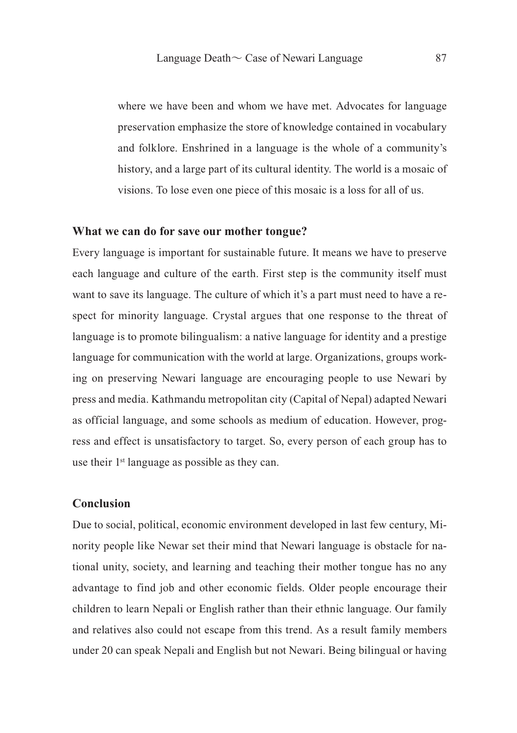where we have been and whom we have met. Advocates for language preservation emphasize the store of knowledge contained in vocabulary and folklore. Enshrined in a language is the whole of a community's history, and a large part of its cultural identity. The world is a mosaic of visions. To lose even one piece of this mosaic is a loss for all of us.

### What we can do for save our mother tongue?

Every language is important for sustainable future. It means we have to preserve each language and culture of the earth. First step is the community itself must want to save its language. The culture of which it's a part must need to have a respect for minority language. Crystal argues that one response to the threat of language is to promote bilingualism: a native language for identity and a prestige language for communication with the world at large. Organizations, groups working on preserving Newari language are encouraging people to use Newari by press and media. Kathmandu metropolitan city (Capital of Nepal) adapted Newari as official language, and some schools as medium of education. However, progress and effect is unsatisfactory to target. So, every person of each group has to use their 1st language as possible as they can.

### Conclusion

Due to social, political, economic environment developed in last few century, Minority people like Newar set their mind that Newari language is obstacle for national unity, society, and learning and teaching their mother tongue has no any advantage to find job and other economic fields. Older people encourage their children to learn Nepali or English rather than their ethnic language. Our family and relatives also could not escape from this trend. As a result family members under 20 can speak Nepali and English but not Newari. Being bilingual or having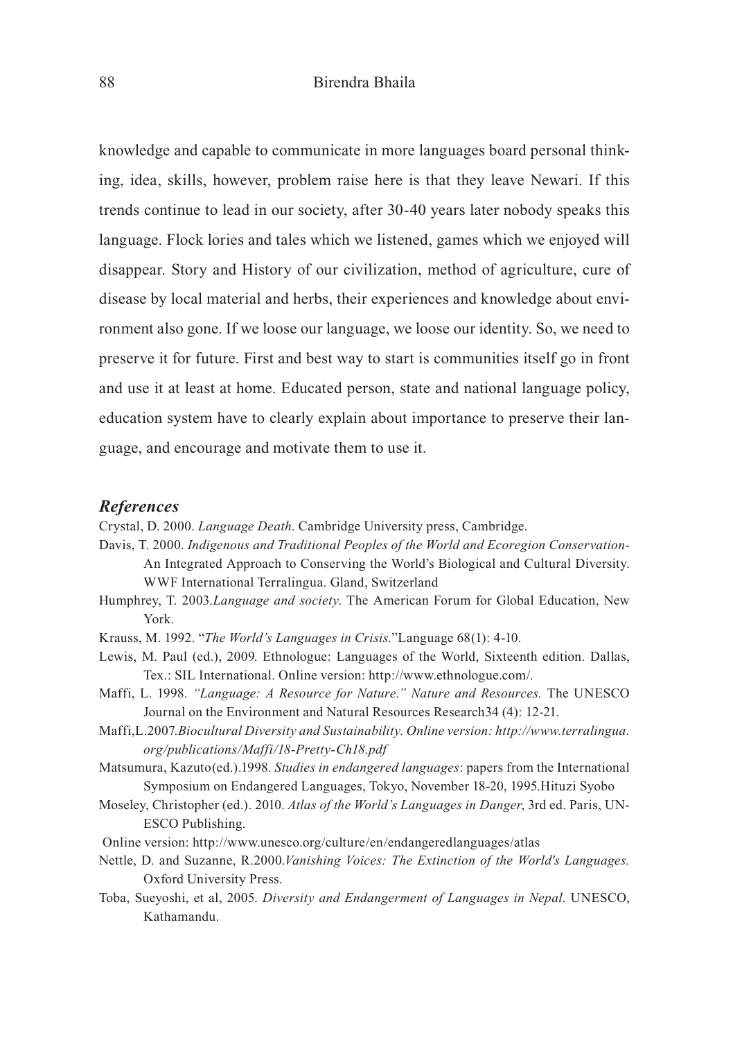knowledge and capable to communicate in more languages board personal thinking, idea, skills, however, problem raise here is that they leave Newari. If this trends continue to lead in our society, after 30-40 years later nobody speaks this language. Flock lories and tales which we listened, games which we enjoyed will disappear. Story and History of our civilization, method of agriculture, cure of disease by local material and herbs, their experiences and knowledge about environment also gone. If we loose our language, we loose our identity. So, we need to preserve it for future. First and best way to start is communities itself go in front and use it at least at home. Educated person, state and national language policy, education system have to clearly explain about importance to preserve their language, and encourage and motivate them to use it.

## *References*

Crystal, D. 2000. *Language Death*. Cambridge University press, Cambridge.

Davis, T. 2000. *Indigenous and Traditional Peoples of the World and Ecoregion Conservation*- An Integrated Approach to Conserving the World's Biological and Cultural Diversity. WWF International Terralingua. Gland, Switzerland

Humphrey, T. 2003.*Language and society*. The American Forum for Global Education, New York.

Krauss, M. 1992. "*The World's Languages in Crisis.*"Language 68(1): 4-10.

Lewis, M. Paul (ed.), 2009. Ethnologue: Languages of the World, Sixteenth edition. Dallas, Tex.: SIL International. Online version: http://www.ethnologue.com/.

Maffi, L. 1998. *"Language: A Resource for Nature." Nature and Resources.* The UNESCO Journal on the Environment and Natural Resources Research34 (4): 12-21.

Maffi,L.2007.*Biocultural Diversity and Sustainability. Online version: http://www.terralingua.org/publications/Maffi/18-Pretty-Ch18.pdf*

Matsumura, Kazuto(ed.).1998. *Studies in endangered languages*: papers from the International Symposium on Endangered Languages, Tokyo, November 18-20, 1995.Hituzi Syobo

Moseley, Christopher (ed.). 2010. *Atlas of the World's Languages in Danger*, 3rd ed. Paris, UNESCO Publishing.

Online version: http://www.unesco.org/culture/en/endangeredlanguages/atlas

Nettle, D. and Suzanne, R.2000.*Vanishing Voices: The Extinction of the World's Languages.* Oxford University Press.

Toba, Sueyoshi, et al, 2005. *Diversity and Endangerment of Languages in Nepal*. UNESCO, Kathamandu.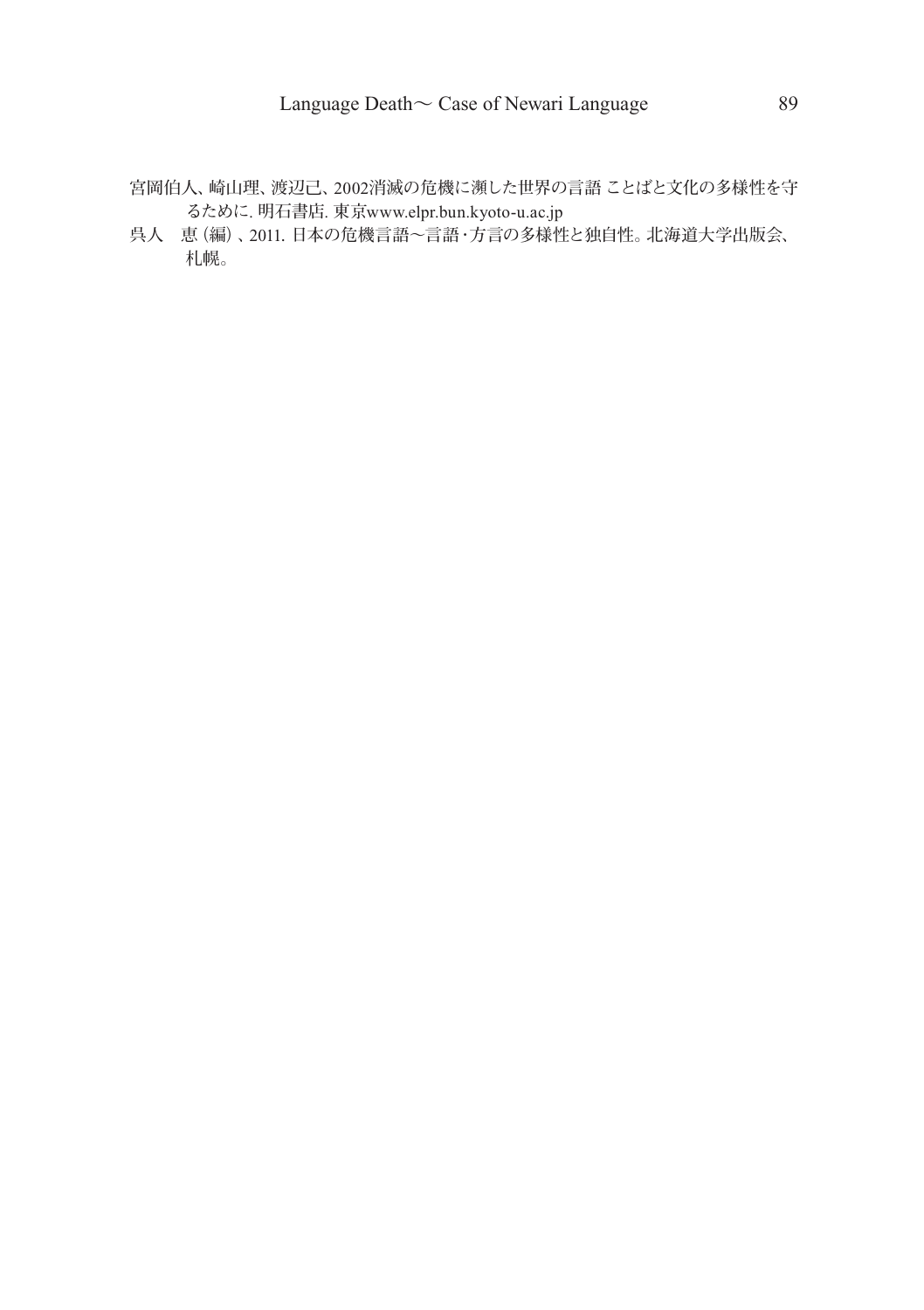宮岡伯人、崎山理、渡辺己、2002消滅の危機に瀕した世界の言語 ことばと文化の多様性を守るために. 明石書店. 東京www.elpr.bun.kyoto-u.ac.jp

呉人　恵 (編) 、2011. 日本の危機言語～言語・方言の多様性と独自性。北海道大学出版会、札幌。